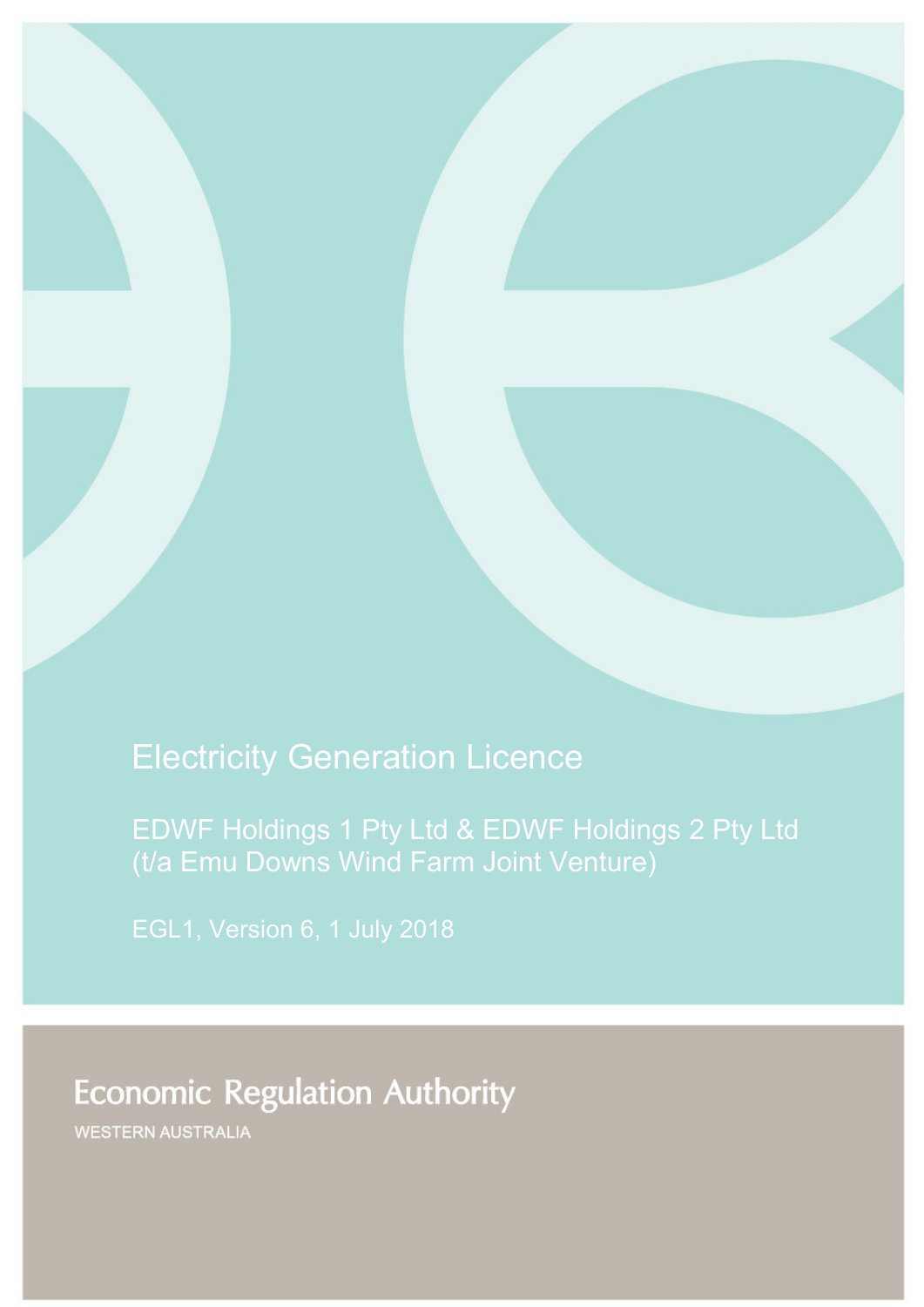# Electricity Generation Licence

## EDWF Holdings 1 Pty Ltd & EDWF Holdings 2 Pty Ltd (t/a Emu Downs Wind Farm Joint Venture)

EGL1, Version 6, 1 July 2018

Economic Regulation Authority

WESTERN AUSTRALIA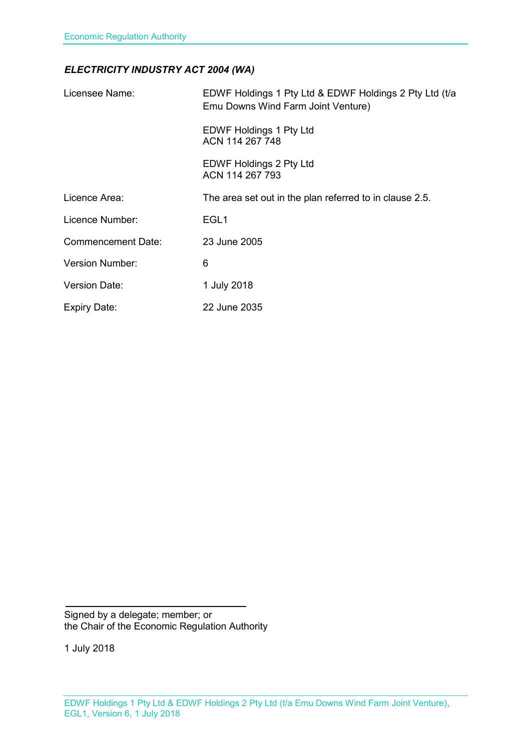***ELECTRICITY INDUSTRY ACT 2004 (WA)***

| | |
|---|---|
| Licensee Name: | EDWF Holdings 1 Pty Ltd & EDWF Holdings 2 Pty Ltd (t/a Emu Downs Wind Farm Joint Venture)<br><br>EDWF Holdings 1 Pty Ltd<br>ACN 114 267 748<br><br>EDWF Holdings 2 Pty Ltd<br>ACN 114 267 793 |
| Licence Area: | The area set out in the plan referred to in clause 2.5. |
| Licence Number: | EGL1 |
| Commencement Date: | 23 June 2005 |
| Version Number: | 6 |
| Version Date: | 1 July 2018 |
| Expiry Date: | 22 June 2035 |

Signed by a delegate; member; or
the Chair of the Economic Regulation Authority

1 July 2018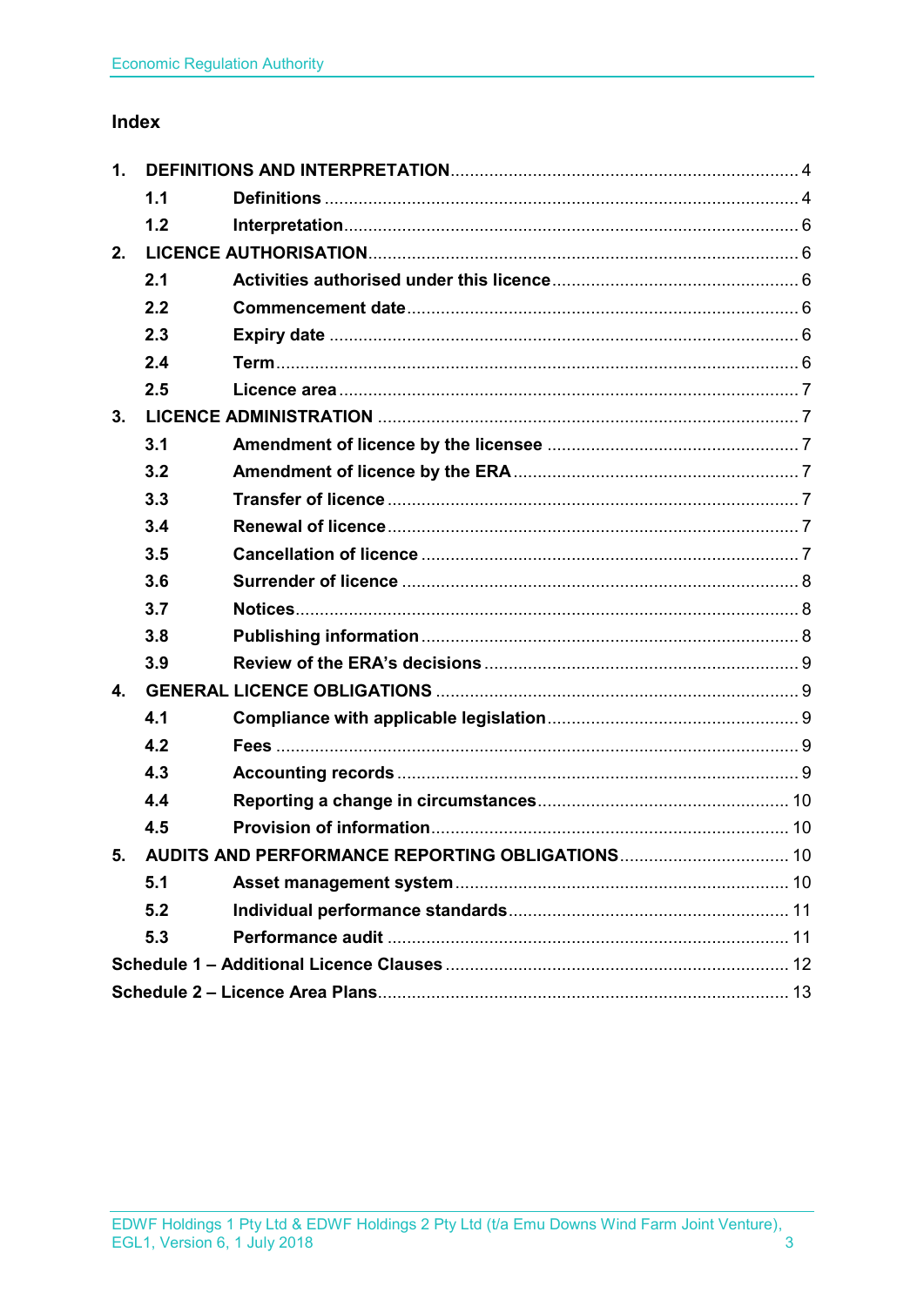## Index

| | | |
|---|---|---|
| **1. DEFINITIONS AND INTERPRETATION** | | 4 |
| **1.1** | **Definitions** | 4 |
| **1.2** | **Interpretation** | 6 |
| **2. LICENCE AUTHORISATION** | | 6 |
| **2.1** | **Activities authorised under this licence** | 6 |
| **2.2** | **Commencement date** | 6 |
| **2.3** | **Expiry date** | 6 |
| **2.4** | **Term** | 6 |
| **2.5** | **Licence area** | 7 |
| **3. LICENCE ADMINISTRATION** | | 7 |
| **3.1** | **Amendment of licence by the licensee** | 7 |
| **3.2** | **Amendment of licence by the ERA** | 7 |
| **3.3** | **Transfer of licence** | 7 |
| **3.4** | **Renewal of licence** | 7 |
| **3.5** | **Cancellation of licence** | 7 |
| **3.6** | **Surrender of licence** | 8 |
| **3.7** | **Notices** | 8 |
| **3.8** | **Publishing information** | 8 |
| **3.9** | **Review of the ERA's decisions** | 9 |
| **4. GENERAL LICENCE OBLIGATIONS** | | 9 |
| **4.1** | **Compliance with applicable legislation** | 9 |
| **4.2** | **Fees** | 9 |
| **4.3** | **Accounting records** | 9 |
| **4.4** | **Reporting a change in circumstances** | 10 |
| **4.5** | **Provision of information** | 10 |
| **5. AUDITS AND PERFORMANCE REPORTING OBLIGATIONS** | | 10 |
| **5.1** | **Asset management system** | 10 |
| **5.2** | **Individual performance standards** | 11 |
| **5.3** | **Performance audit** | 11 |
| **Schedule 1 – Additional Licence Clauses** | | 12 |
| **Schedule 2 – Licence Area Plans** | | 13 |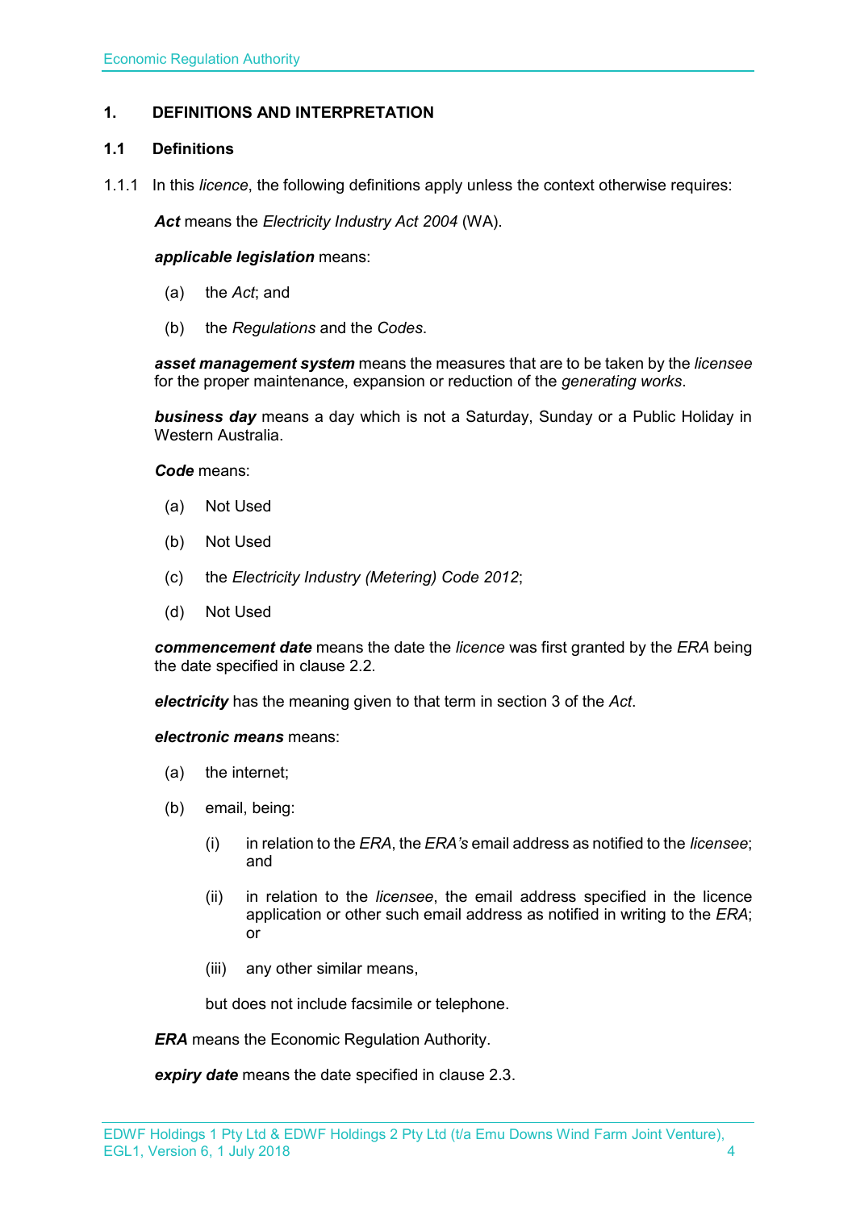## 1. DEFINITIONS AND INTERPRETATION

### 1.1 Definitions

1.1.1 In this *licence*, the following definitions apply unless the context otherwise requires:

***Act*** means the *Electricity Industry Act 2004* (WA).

***applicable legislation*** means:

(a) the *Act*; and

(b) the *Regulations* and the *Codes*.

***asset management system*** means the measures that are to be taken by the *licensee* for the proper maintenance, expansion or reduction of the *generating works*.

***business day*** means a day which is not a Saturday, Sunday or a Public Holiday in Western Australia.

***Code*** means:

(a) Not Used

(b) Not Used

(c) the *Electricity Industry (Metering) Code 2012*;

(d) Not Used

***commencement date*** means the date the *licence* was first granted by the *ERA* being the date specified in clause 2.2.

***electricity*** has the meaning given to that term in section 3 of the *Act*.

***electronic means*** means:

(a) the internet;

(b) email, being:

(i) in relation to the *ERA*, the *ERA's* email address as notified to the *licensee*; and

(ii) in relation to the *licensee*, the email address specified in the licence application or other such email address as notified in writing to the *ERA*; or

(iii) any other similar means,

but does not include facsimile or telephone.

***ERA*** means the Economic Regulation Authority.

***expiry date*** means the date specified in clause 2.3.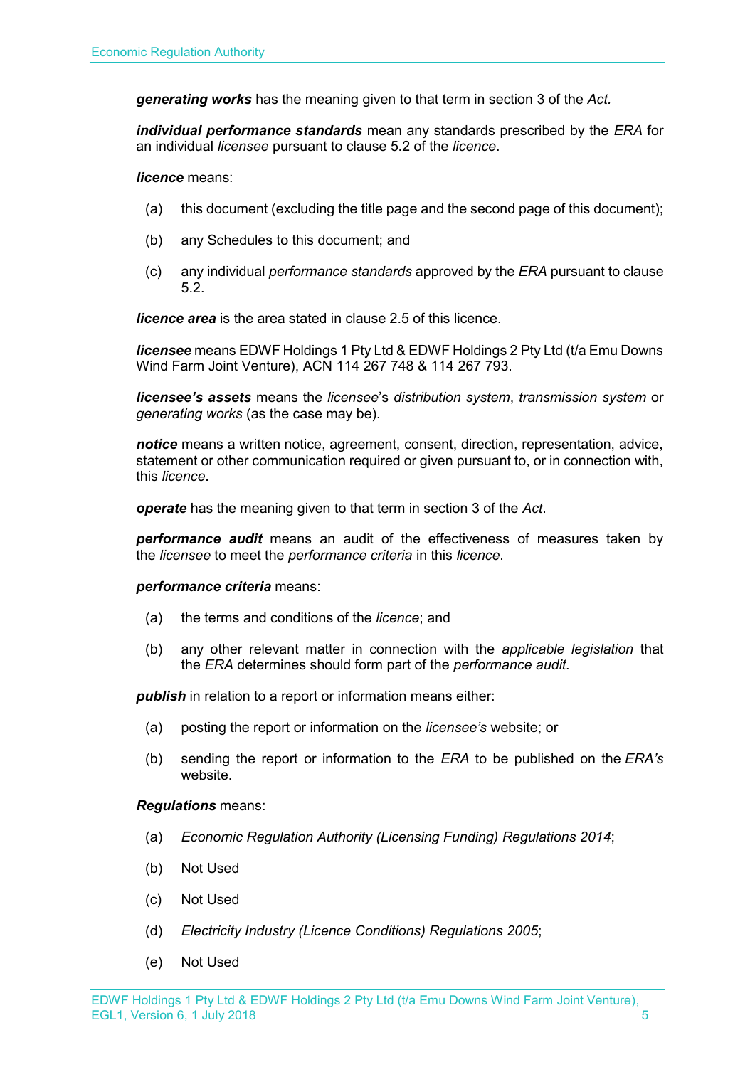***generating works*** has the meaning given to that term in section 3 of the *Act.*

***individual performance standards*** mean any standards prescribed by the *ERA* for an individual *licensee* pursuant to clause 5.2 of the *licence*.

***licence*** means:

(a) this document (excluding the title page and the second page of this document);

(b) any Schedules to this document; and

(c) any individual *performance standards* approved by the *ERA* pursuant to clause 5.2.

***licence area*** is the area stated in clause 2.5 of this licence.

***licensee*** means EDWF Holdings 1 Pty Ltd & EDWF Holdings 2 Pty Ltd (t/a Emu Downs Wind Farm Joint Venture), ACN 114 267 748 & 114 267 793.

***licensee's assets*** means the *licensee*'s *distribution system*, *transmission system* or *generating works* (as the case may be).

***notice*** means a written notice, agreement, consent, direction, representation, advice, statement or other communication required or given pursuant to, or in connection with, this *licence*.

***operate*** has the meaning given to that term in section 3 of the *Act*.

***performance audit*** means an audit of the effectiveness of measures taken by the *licensee* to meet the *performance criteria* in this *licence*.

***performance criteria*** means:

(a) the terms and conditions of the *licence*; and

(b) any other relevant matter in connection with the *applicable legislation* that the *ERA* determines should form part of the *performance audit*.

***publish*** in relation to a report or information means either:

(a) posting the report or information on the *licensee's* website; or

(b) sending the report or information to the *ERA* to be published on the *ERA's* website.

***Regulations*** means:

(a) *Economic Regulation Authority (Licensing Funding) Regulations 2014*;

(b) Not Used

(c) Not Used

(d) *Electricity Industry (Licence Conditions) Regulations 2005*;

(e) Not Used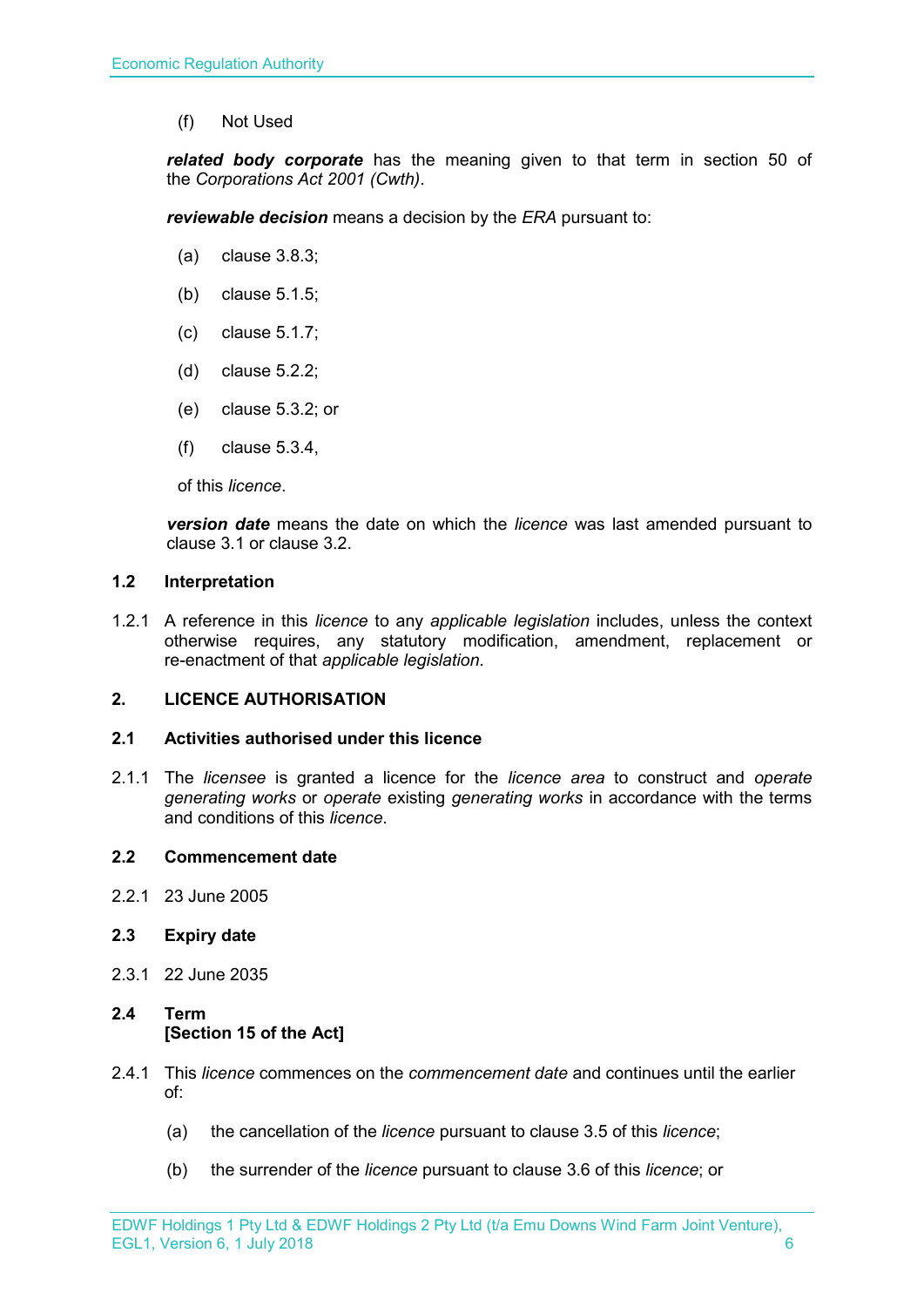(f) Not Used

***related body corporate*** has the meaning given to that term in section 50 of the *Corporations Act 2001 (Cwth)*.

***reviewable decision*** means a decision by the *ERA* pursuant to:

(a) clause 3.8.3;

(b) clause 5.1.5;

(c) clause 5.1.7;

(d) clause 5.2.2;

(e) clause 5.3.2; or

(f) clause 5.3.4,

of this *licence*.

***version date*** means the date on which the *licence* was last amended pursuant to clause 3.1 or clause 3.2.

### 1.2 Interpretation

1.2.1 A reference in this *licence* to any *applicable legislation* includes, unless the context otherwise requires, any statutory modification, amendment, replacement or re-enactment of that *applicable legislation*.

## 2. LICENCE AUTHORISATION

### 2.1 Activities authorised under this licence

2.1.1 The *licensee* is granted a licence for the *licence area* to construct and *operate generating works* or *operate* existing *generating works* in accordance with the terms and conditions of this *licence*.

### 2.2 Commencement date

2.2.1 23 June 2005

### 2.3 Expiry date

2.3.1 22 June 2035

### 2.4 Term [Section 15 of the Act]

2.4.1 This *licence* commences on the *commencement date* and continues until the earlier of:

(a) the cancellation of the *licence* pursuant to clause 3.5 of this *licence*;

(b) the surrender of the *licence* pursuant to clause 3.6 of this *licence*; or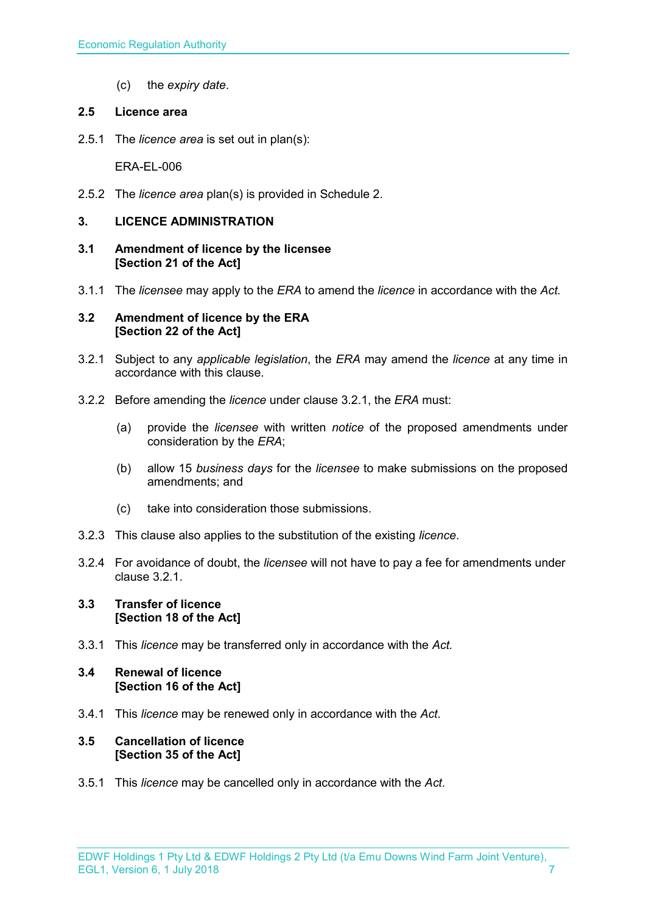(c) the *expiry date*.

### 2.5 Licence area

2.5.1 The *licence area* is set out in plan(s):

ERA-EL-006

2.5.2 The *licence area* plan(s) is provided in Schedule 2.

## 3. LICENCE ADMINISTRATION

### 3.1 Amendment of licence by the licensee [Section 21 of the Act]

3.1.1 The *licensee* may apply to the *ERA* to amend the *licence* in accordance with the *Act.*

### 3.2 Amendment of licence by the ERA [Section 22 of the Act]

3.2.1 Subject to any *applicable legislation*, the *ERA* may amend the *licence* at any time in accordance with this clause.

3.2.2 Before amending the *licence* under clause 3.2.1, the *ERA* must:

(a) provide the *licensee* with written *notice* of the proposed amendments under consideration by the *ERA*;

(b) allow 15 *business days* for the *licensee* to make submissions on the proposed amendments; and

(c) take into consideration those submissions.

3.2.3 This clause also applies to the substitution of the existing *licence*.

3.2.4 For avoidance of doubt, the *licensee* will not have to pay a fee for amendments under clause 3.2.1.

### 3.3 Transfer of licence [Section 18 of the Act]

3.3.1 This *licence* may be transferred only in accordance with the *Act.*

### 3.4 Renewal of licence [Section 16 of the Act]

3.4.1 This *licence* may be renewed only in accordance with the *Act*.

### 3.5 Cancellation of licence [Section 35 of the Act]

3.5.1 This *licence* may be cancelled only in accordance with the *Act*.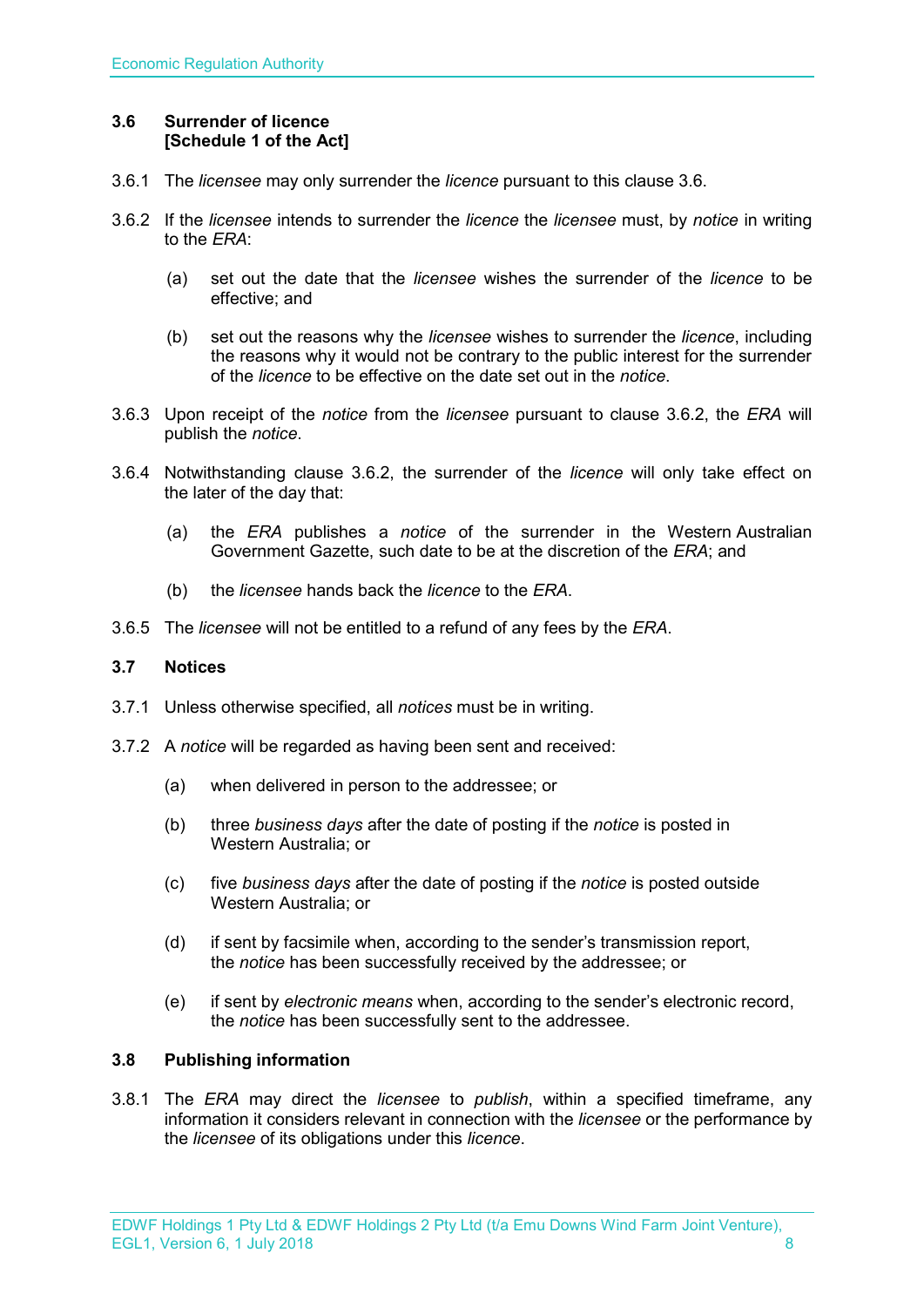### 3.6 Surrender of licence
**[Schedule 1 of the Act]**

3.6.1 The *licensee* may only surrender the *licence* pursuant to this clause 3.6.

3.6.2 If the *licensee* intends to surrender the *licence* the *licensee* must, by *notice* in writing to the *ERA*:

(a) set out the date that the *licensee* wishes the surrender of the *licence* to be effective; and

(b) set out the reasons why the *licensee* wishes to surrender the *licence*, including the reasons why it would not be contrary to the public interest for the surrender of the *licence* to be effective on the date set out in the *notice*.

3.6.3 Upon receipt of the *notice* from the *licensee* pursuant to clause 3.6.2, the *ERA* will publish the *notice*.

3.6.4 Notwithstanding clause 3.6.2, the surrender of the *licence* will only take effect on the later of the day that:

(a) the *ERA* publishes a *notice* of the surrender in the Western Australian Government Gazette, such date to be at the discretion of the *ERA*; and

(b) the *licensee* hands back the *licence* to the *ERA*.

3.6.5 The *licensee* will not be entitled to a refund of any fees by the *ERA*.

### 3.7 Notices

3.7.1 Unless otherwise specified, all *notices* must be in writing.

3.7.2 A *notice* will be regarded as having been sent and received:

(a) when delivered in person to the addressee; or

(b) three *business days* after the date of posting if the *notice* is posted in Western Australia; or

(c) five *business days* after the date of posting if the *notice* is posted outside Western Australia; or

(d) if sent by facsimile when, according to the sender's transmission report, the *notice* has been successfully received by the addressee; or

(e) if sent by *electronic means* when, according to the sender's electronic record, the *notice* has been successfully sent to the addressee.

### 3.8 Publishing information

3.8.1 The *ERA* may direct the *licensee* to *publish*, within a specified timeframe, any information it considers relevant in connection with the *licensee* or the performance by the *licensee* of its obligations under this *licence*.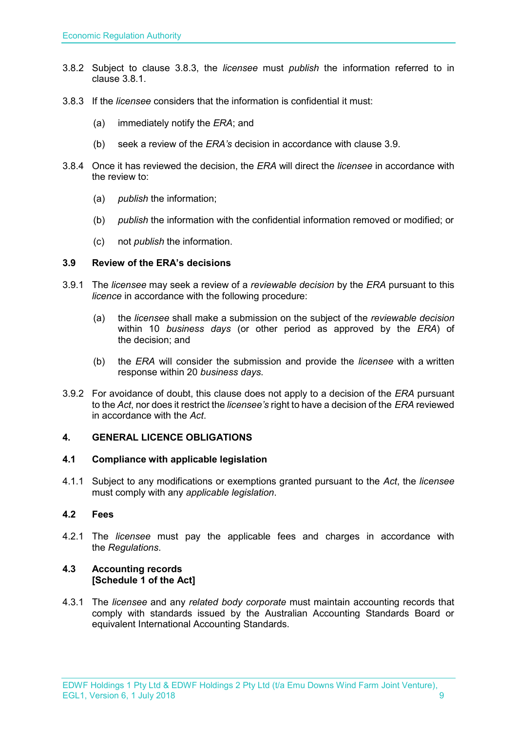3.8.2 Subject to clause 3.8.3, the *licensee* must *publish* the information referred to in clause 3.8.1.

3.8.3 If the *licensee* considers that the information is confidential it must:

(a) immediately notify the *ERA*; and

(b) seek a review of the *ERA's* decision in accordance with clause 3.9.

3.8.4 Once it has reviewed the decision, the *ERA* will direct the *licensee* in accordance with the review to:

(a) *publish* the information;

(b) *publish* the information with the confidential information removed or modified; or

(c) not *publish* the information.

### 3.9 Review of the ERA's decisions

3.9.1 The *licensee* may seek a review of a *reviewable decision* by the *ERA* pursuant to this *licence* in accordance with the following procedure:

(a) the *licensee* shall make a submission on the subject of the *reviewable decision* within 10 *business days* (or other period as approved by the *ERA*) of the decision; and

(b) the *ERA* will consider the submission and provide the *licensee* with a written response within 20 *business days*.

3.9.2 For avoidance of doubt, this clause does not apply to a decision of the *ERA* pursuant to the *Act*, nor does it restrict the *licensee's* right to have a decision of the *ERA* reviewed in accordance with the *Act*.

## 4. GENERAL LICENCE OBLIGATIONS

### 4.1 Compliance with applicable legislation

4.1.1 Subject to any modifications or exemptions granted pursuant to the *Act*, the *licensee* must comply with any *applicable legislation*.

### 4.2 Fees

4.2.1 The *licensee* must pay the applicable fees and charges in accordance with the *Regulations*.

### 4.3 Accounting records
### [Schedule 1 of the Act]

4.3.1 The *licensee* and any *related body corporate* must maintain accounting records that comply with standards issued by the Australian Accounting Standards Board or equivalent International Accounting Standards.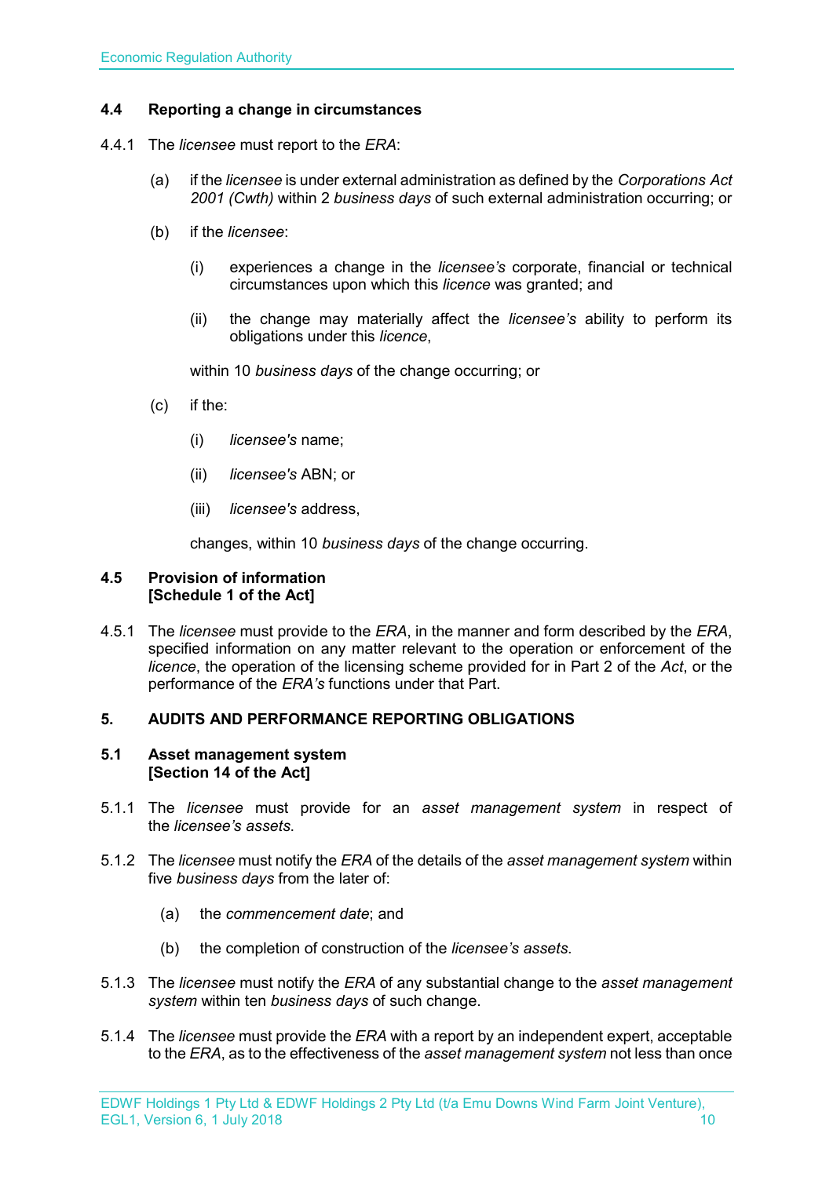### 4.4 Reporting a change in circumstances

4.4.1 The *licensee* must report to the *ERA*:

(a) if the *licensee* is under external administration as defined by the *Corporations Act 2001 (Cwth)* within 2 *business days* of such external administration occurring; or

(b) if the *licensee*:

(i) experiences a change in the *licensee's* corporate, financial or technical circumstances upon which this *licence* was granted; and

(ii) the change may materially affect the *licensee's* ability to perform its obligations under this *licence*,

within 10 *business days* of the change occurring; or

(c) if the:

(i) *licensee's* name;

(ii) *licensee's* ABN; or

(iii) *licensee's* address,

changes, within 10 *business days* of the change occurring.

### 4.5 Provision of information [Schedule 1 of the Act]

4.5.1 The *licensee* must provide to the *ERA*, in the manner and form described by the *ERA*, specified information on any matter relevant to the operation or enforcement of the *licence*, the operation of the licensing scheme provided for in Part 2 of the *Act*, or the performance of the *ERA's* functions under that Part.

## 5. AUDITS AND PERFORMANCE REPORTING OBLIGATIONS

### 5.1 Asset management system [Section 14 of the Act]

5.1.1 The *licensee* must provide for an *asset management system* in respect of the *licensee's assets*.

5.1.2 The *licensee* must notify the *ERA* of the details of the *asset management system* within five *business days* from the later of:

(a) the *commencement date*; and

(b) the completion of construction of the *licensee's assets*.

5.1.3 The *licensee* must notify the *ERA* of any substantial change to the *asset management system* within ten *business days* of such change.

5.1.4 The *licensee* must provide the *ERA* with a report by an independent expert, acceptable to the *ERA*, as to the effectiveness of the *asset management system* not less than once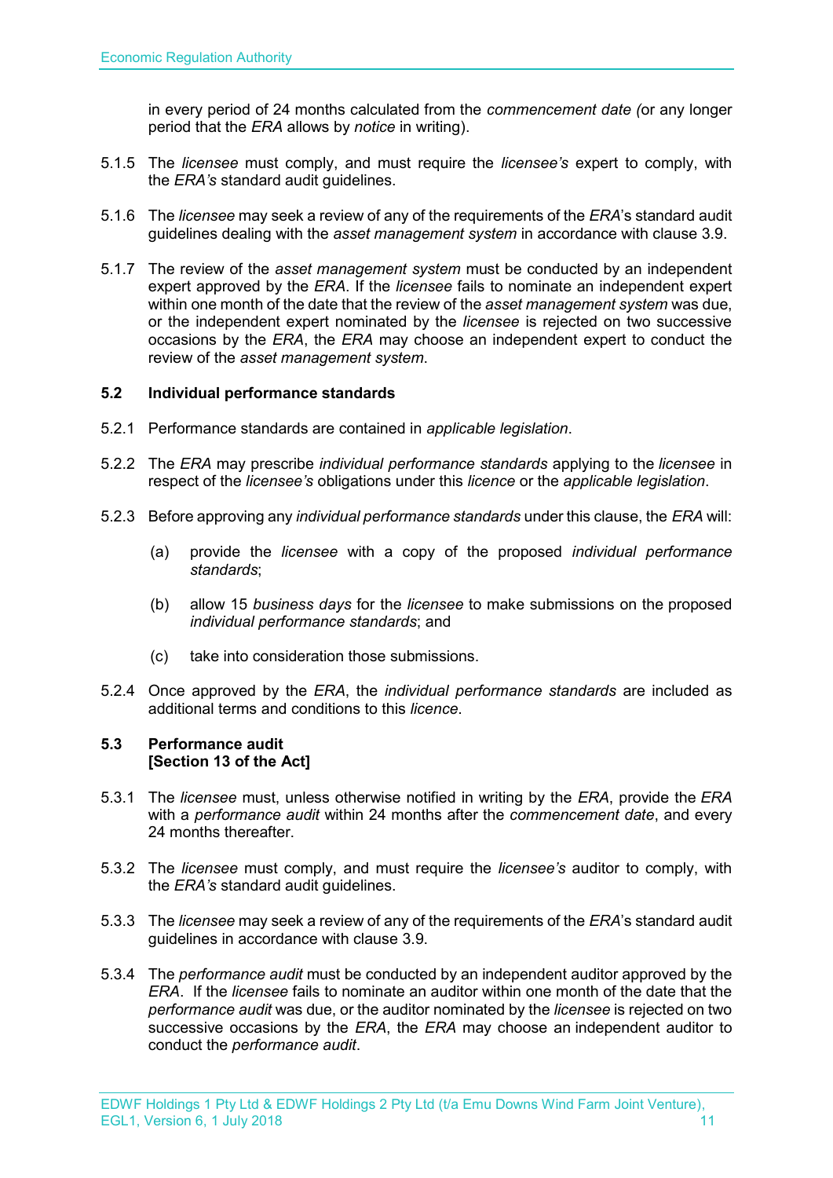in every period of 24 months calculated from the *commencement date (*or any longer period that the *ERA* allows by *notice* in writing).

5.1.5 The *licensee* must comply, and must require the *licensee's* expert to comply, with the *ERA's* standard audit guidelines.

5.1.6 The *licensee* may seek a review of any of the requirements of the *ERA*'s standard audit guidelines dealing with the *asset management system* in accordance with clause 3.9.

5.1.7 The review of the *asset management system* must be conducted by an independent expert approved by the *ERA*. If the *licensee* fails to nominate an independent expert within one month of the date that the review of the *asset management system* was due, or the independent expert nominated by the *licensee* is rejected on two successive occasions by the *ERA*, the *ERA* may choose an independent expert to conduct the review of the *asset management system*.

### 5.2 Individual performance standards

5.2.1 Performance standards are contained in *applicable legislation*.

5.2.2 The *ERA* may prescribe *individual performance standards* applying to the *licensee* in respect of the *licensee's* obligations under this *licence* or the *applicable legislation*.

5.2.3 Before approving any *individual performance standards* under this clause, the *ERA* will:

(a) provide the *licensee* with a copy of the proposed *individual performance standards*;

(b) allow 15 *business days* for the *licensee* to make submissions on the proposed *individual performance standards*; and

(c) take into consideration those submissions.

5.2.4 Once approved by the *ERA*, the *individual performance standards* are included as additional terms and conditions to this *licence*.

### 5.3 Performance audit
**[Section 13 of the Act]**

5.3.1 The *licensee* must, unless otherwise notified in writing by the *ERA*, provide the *ERA* with a *performance audit* within 24 months after the *commencement date*, and every 24 months thereafter.

5.3.2 The *licensee* must comply, and must require the *licensee's* auditor to comply, with the *ERA's* standard audit guidelines.

5.3.3 The *licensee* may seek a review of any of the requirements of the *ERA*'s standard audit guidelines in accordance with clause 3.9.

5.3.4 The *performance audit* must be conducted by an independent auditor approved by the *ERA*. If the *licensee* fails to nominate an auditor within one month of the date that the *performance audit* was due, or the auditor nominated by the *licensee* is rejected on two successive occasions by the *ERA*, the *ERA* may choose an independent auditor to conduct the *performance audit*.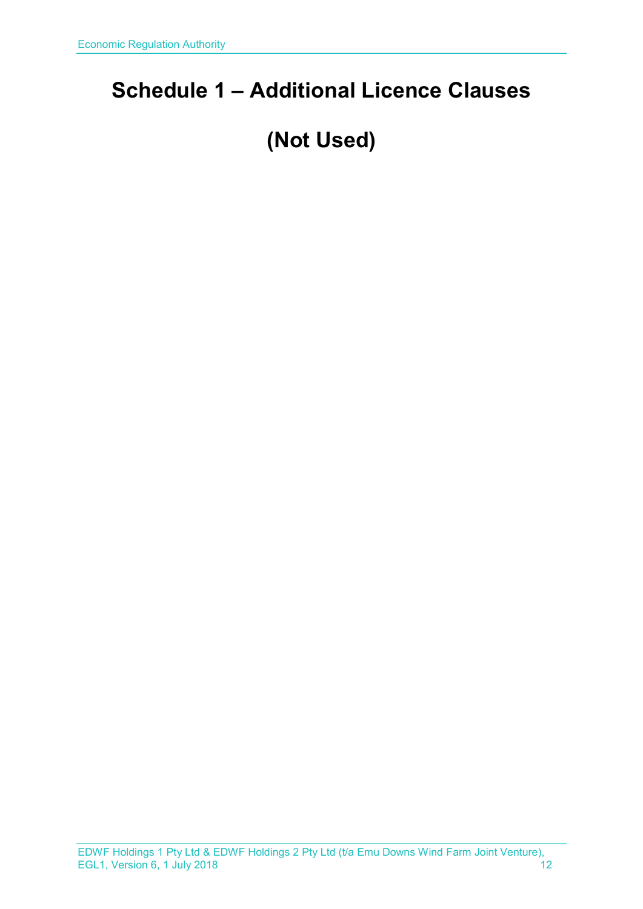# Schedule 1 – Additional Licence Clauses

# (Not Used)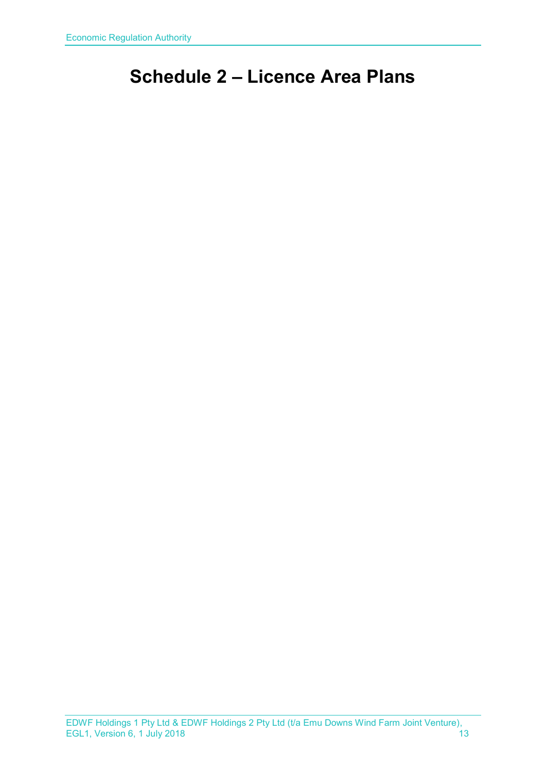# Schedule 2 – Licence Area Plans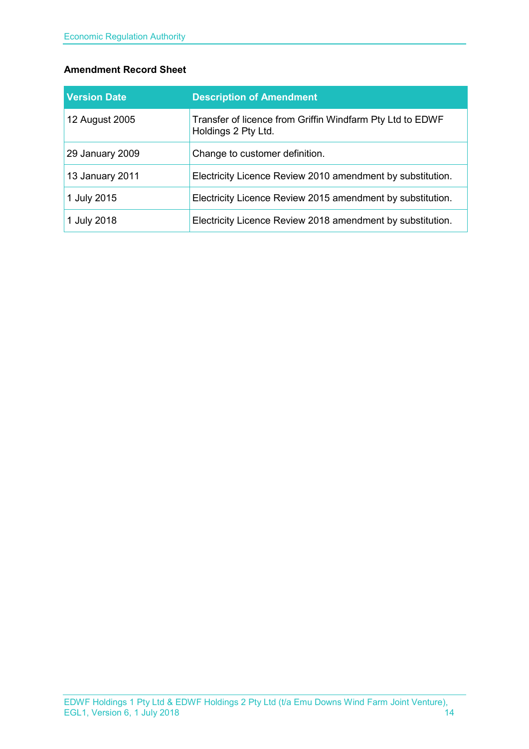**Amendment Record Sheet**

| Version Date | Description of Amendment |
|---|---|
| 12 August 2005 | Transfer of licence from Griffin Windfarm Pty Ltd to EDWF Holdings 2 Pty Ltd. |
| 29 January 2009 | Change to customer definition. |
| 13 January 2011 | Electricity Licence Review 2010 amendment by substitution. |
| 1 July 2015 | Electricity Licence Review 2015 amendment by substitution. |
| 1 July 2018 | Electricity Licence Review 2018 amendment by substitution. |